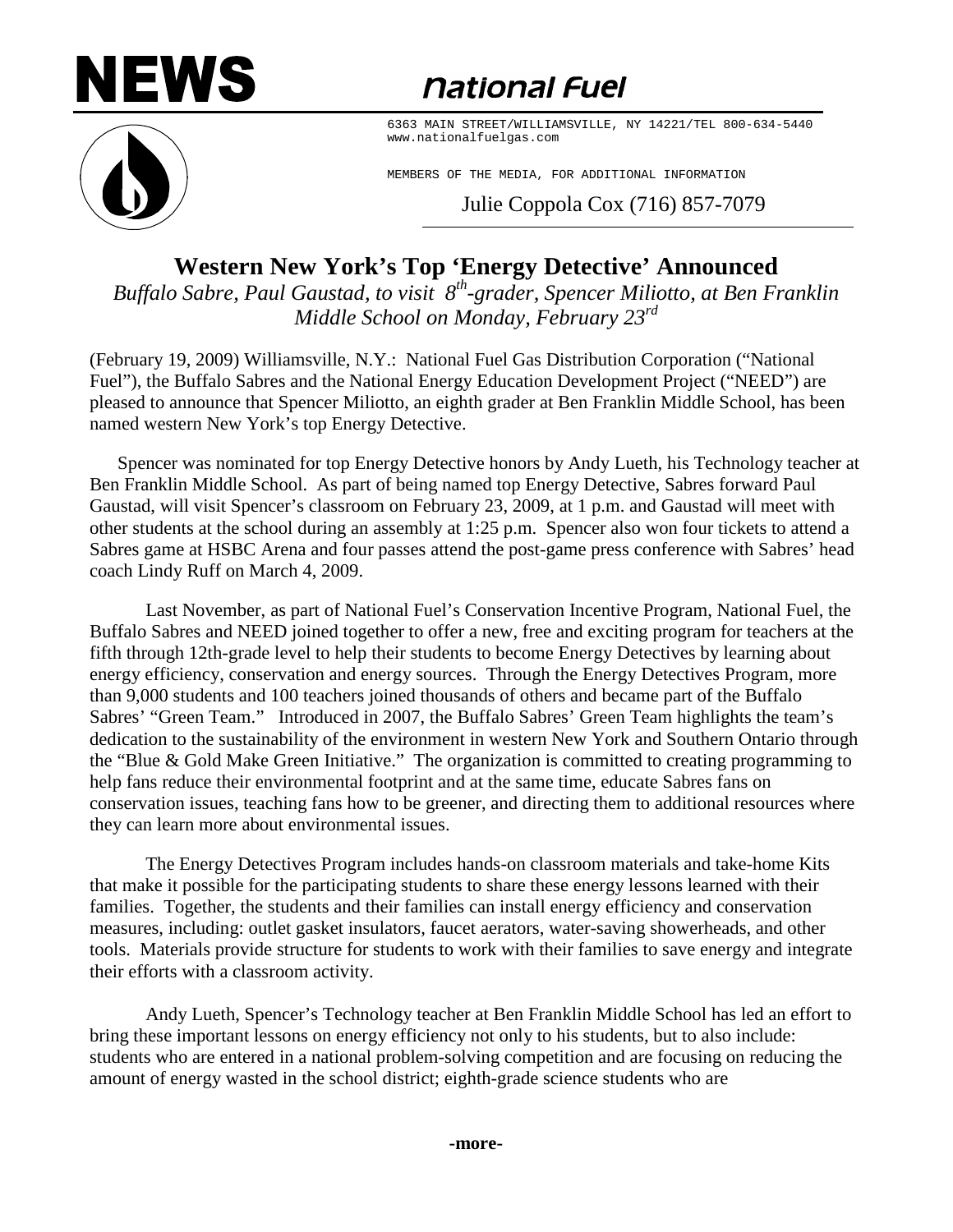# NEWS

**National Fuel**

6363 MAIN STREET/WILLIAMSVILLE, NY 14221/TEL 800-634-5440
www.nationalfuelgas.com

MEMBERS OF THE MEDIA, FOR ADDITIONAL INFORMATION

Julie Coppola Cox (716) 857-7079

## Western New York's Top 'Energy Detective' Announced

*Buffalo Sabre, Paul Gaustad, to visit 8th-grader, Spencer Miliotto, at Ben Franklin Middle School on Monday, February 23rd*

(February 19, 2009) Williamsville, N.Y.: National Fuel Gas Distribution Corporation ("National Fuel"), the Buffalo Sabres and the National Energy Education Development Project ("NEED") are pleased to announce that Spencer Miliotto, an eighth grader at Ben Franklin Middle School, has been named western New York's top Energy Detective.

Spencer was nominated for top Energy Detective honors by Andy Lueth, his Technology teacher at Ben Franklin Middle School. As part of being named top Energy Detective, Sabres forward Paul Gaustad, will visit Spencer's classroom on February 23, 2009, at 1 p.m. and Gaustad will meet with other students at the school during an assembly at 1:25 p.m. Spencer also won four tickets to attend a Sabres game at HSBC Arena and four passes attend the post-game press conference with Sabres' head coach Lindy Ruff on March 4, 2009.

Last November, as part of National Fuel's Conservation Incentive Program, National Fuel, the Buffalo Sabres and NEED joined together to offer a new, free and exciting program for teachers at the fifth through 12th-grade level to help their students to become Energy Detectives by learning about energy efficiency, conservation and energy sources. Through the Energy Detectives Program, more than 9,000 students and 100 teachers joined thousands of others and became part of the Buffalo Sabres' "Green Team." Introduced in 2007, the Buffalo Sabres' Green Team highlights the team's dedication to the sustainability of the environment in western New York and Southern Ontario through the "Blue & Gold Make Green Initiative." The organization is committed to creating programming to help fans reduce their environmental footprint and at the same time, educate Sabres fans on conservation issues, teaching fans how to be greener, and directing them to additional resources where they can learn more about environmental issues.

The Energy Detectives Program includes hands-on classroom materials and take-home Kits that make it possible for the participating students to share these energy lessons learned with their families. Together, the students and their families can install energy efficiency and conservation measures, including: outlet gasket insulators, faucet aerators, water-saving showerheads, and other tools. Materials provide structure for students to work with their families to save energy and integrate their efforts with a classroom activity.

Andy Lueth, Spencer's Technology teacher at Ben Franklin Middle School has led an effort to bring these important lessons on energy efficiency not only to his students, but to also include: students who are entered in a national problem-solving competition and are focusing on reducing the amount of energy wasted in the school district; eighth-grade science students who are

**-more-**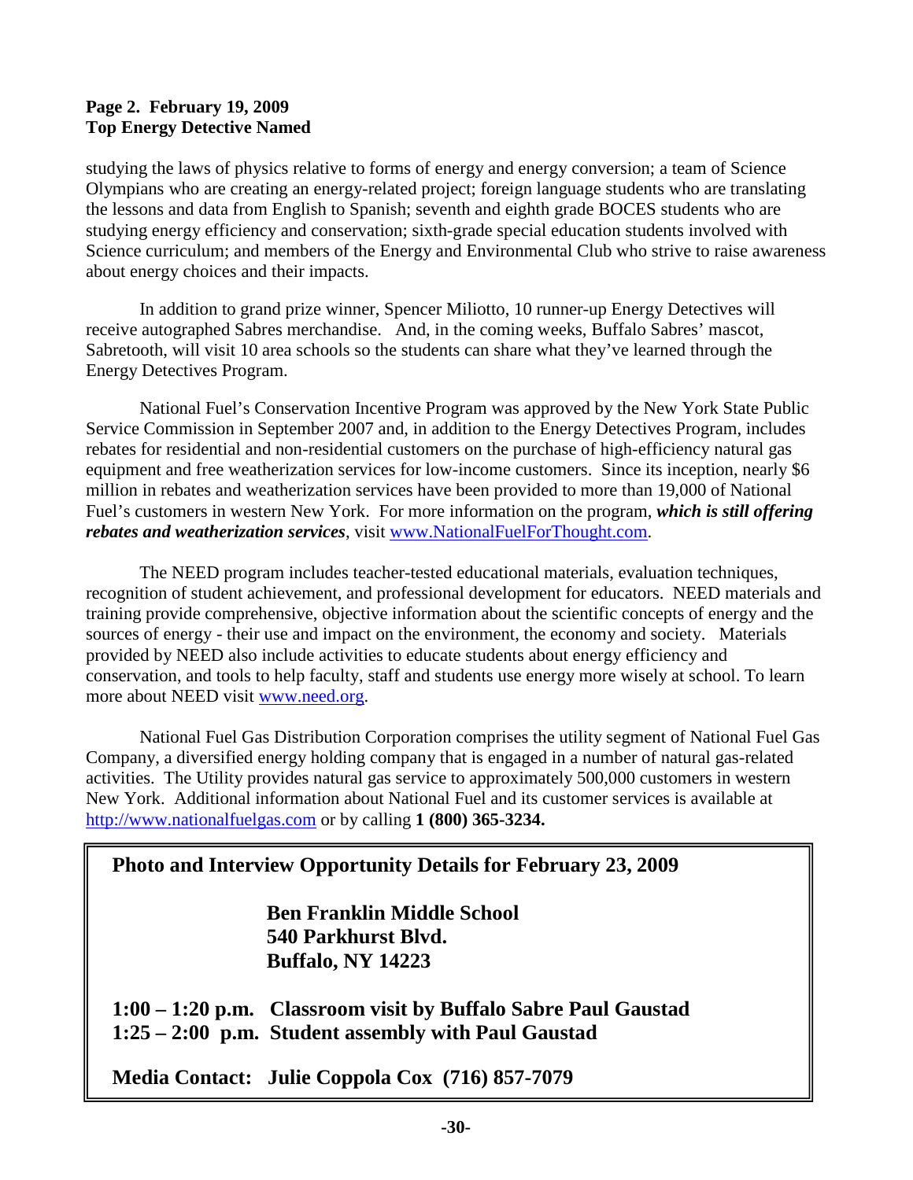**Page 2. February 19, 2009**
**Top Energy Detective Named**

studying the laws of physics relative to forms of energy and energy conversion; a team of Science Olympians who are creating an energy-related project; foreign language students who are translating the lessons and data from English to Spanish; seventh and eighth grade BOCES students who are studying energy efficiency and conservation; sixth-grade special education students involved with Science curriculum; and members of the Energy and Environmental Club who strive to raise awareness about energy choices and their impacts.

In addition to grand prize winner, Spencer Miliotto, 10 runner-up Energy Detectives will receive autographed Sabres merchandise. And, in the coming weeks, Buffalo Sabres' mascot, Sabretooth, will visit 10 area schools so the students can share what they've learned through the Energy Detectives Program.

National Fuel's Conservation Incentive Program was approved by the New York State Public Service Commission in September 2007 and, in addition to the Energy Detectives Program, includes rebates for residential and non-residential customers on the purchase of high-efficiency natural gas equipment and free weatherization services for low-income customers. Since its inception, nearly $6 million in rebates and weatherization services have been provided to more than 19,000 of National Fuel's customers in western New York. For more information on the program, ***which is still offering rebates and weatherization services***, visit www.NationalFuelForThought.com.

The NEED program includes teacher-tested educational materials, evaluation techniques, recognition of student achievement, and professional development for educators. NEED materials and training provide comprehensive, objective information about the scientific concepts of energy and the sources of energy - their use and impact on the environment, the economy and society. Materials provided by NEED also include activities to educate students about energy efficiency and conservation, and tools to help faculty, staff and students use energy more wisely at school. To learn more about NEED visit www.need.org.

National Fuel Gas Distribution Corporation comprises the utility segment of National Fuel Gas Company, a diversified energy holding company that is engaged in a number of natural gas-related activities. The Utility provides natural gas service to approximately 500,000 customers in western New York. Additional information about National Fuel and its customer services is available at http://www.nationalfuelgas.com or by calling **1 (800) 365-3234.**

**Photo and Interview Opportunity Details for February 23, 2009**

**Ben Franklin Middle School**
**540 Parkhurst Blvd.**
**Buffalo, NY 14223**

**1:00 – 1:20 p.m. Classroom visit by Buffalo Sabre Paul Gaustad**
**1:25 – 2:00 p.m. Student assembly with Paul Gaustad**

**Media Contact: Julie Coppola Cox (716) 857-7079**

**-30-**